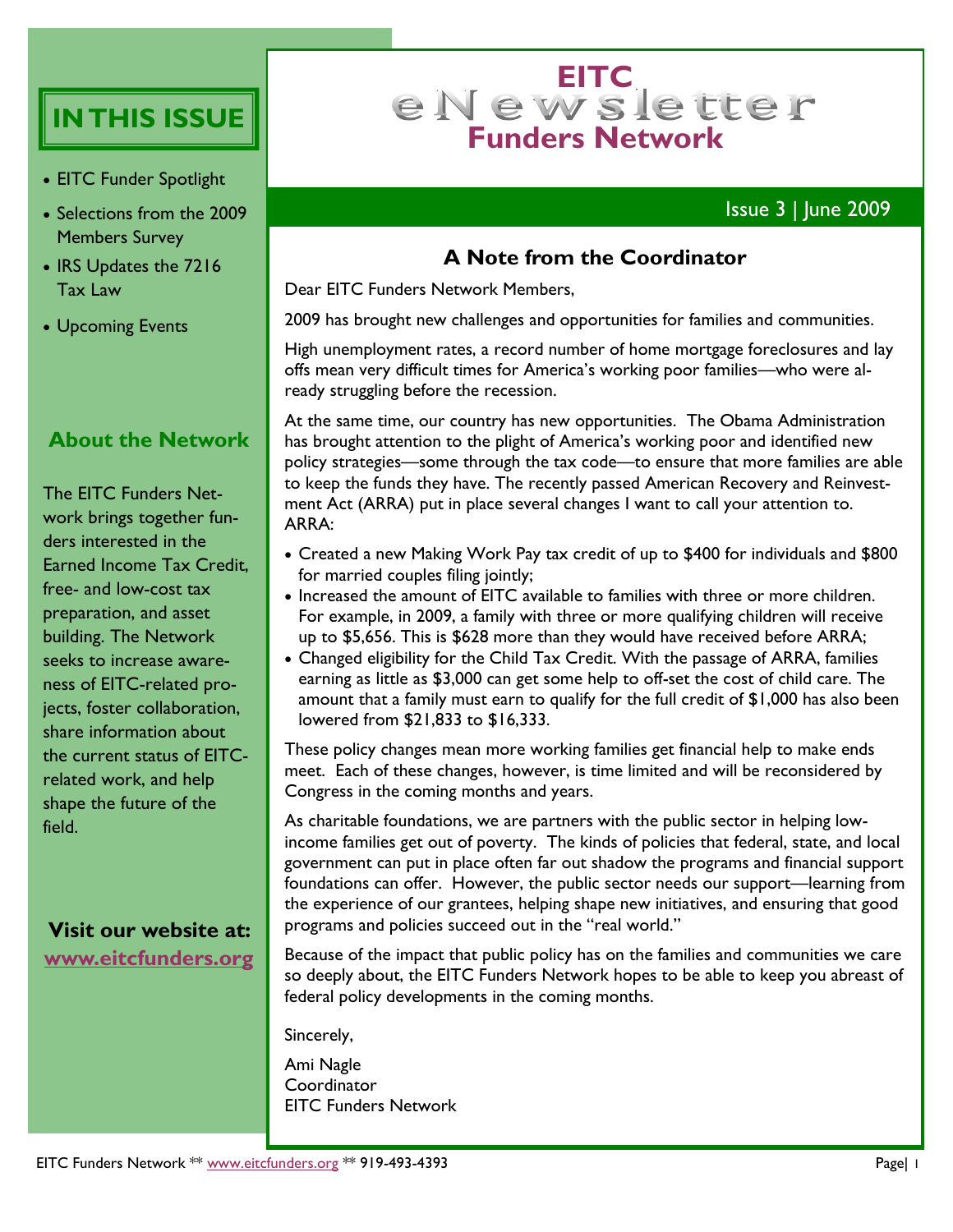# EITC eNewsletter Funders Network

Issue 3 | June 2009

## IN THIS ISSUE

- EITC Funder Spotlight
- Selections from the 2009 Members Survey
- IRS Updates the 7216 Tax Law
- Upcoming Events

## A Note from the Coordinator

Dear EITC Funders Network Members,

2009 has brought new challenges and opportunities for families and communities.

High unemployment rates, a record number of home mortgage foreclosures and lay offs mean very difficult times for America's working poor families—who were already struggling before the recession.

At the same time, our country has new opportunities. The Obama Administration has brought attention to the plight of America's working poor and identified new policy strategies—some through the tax code—to ensure that more families are able to keep the funds they have. The recently passed American Recovery and Reinvestment Act (ARRA) put in place several changes I want to call your attention to. ARRA:

- Created a new Making Work Pay tax credit of up to $400 for individuals and $800 for married couples filing jointly;
- Increased the amount of EITC available to families with three or more children. For example, in 2009, a family with three or more qualifying children will receive up to $5,656. This is $628 more than they would have received before ARRA;
- Changed eligibility for the Child Tax Credit. With the passage of ARRA, families earning as little as $3,000 can get some help to off-set the cost of child care. The amount that a family must earn to qualify for the full credit of $1,000 has also been lowered from $21,833 to $16,333.

These policy changes mean more working families get financial help to make ends meet. Each of these changes, however, is time limited and will be reconsidered by Congress in the coming months and years.

As charitable foundations, we are partners with the public sector in helping low-income families get out of poverty. The kinds of policies that federal, state, and local government can put in place often far out shadow the programs and financial support foundations can offer. However, the public sector needs our support—learning from the experience of our grantees, helping shape new initiatives, and ensuring that good programs and policies succeed out in the "real world."

Because of the impact that public policy has on the families and communities we care so deeply about, the EITC Funders Network hopes to be able to keep you abreast of federal policy developments in the coming months.

Sincerely,

Ami Nagle
Coordinator
EITC Funders Network

## About the Network

The EITC Funders Network brings together funders interested in the Earned Income Tax Credit, free- and low-cost tax preparation, and asset building. The Network seeks to increase awareness of EITC-related projects, foster collaboration, share information about the current status of EITC-related work, and help shape the future of the field.

**Visit our website at:**
**www.eitcfunders.org**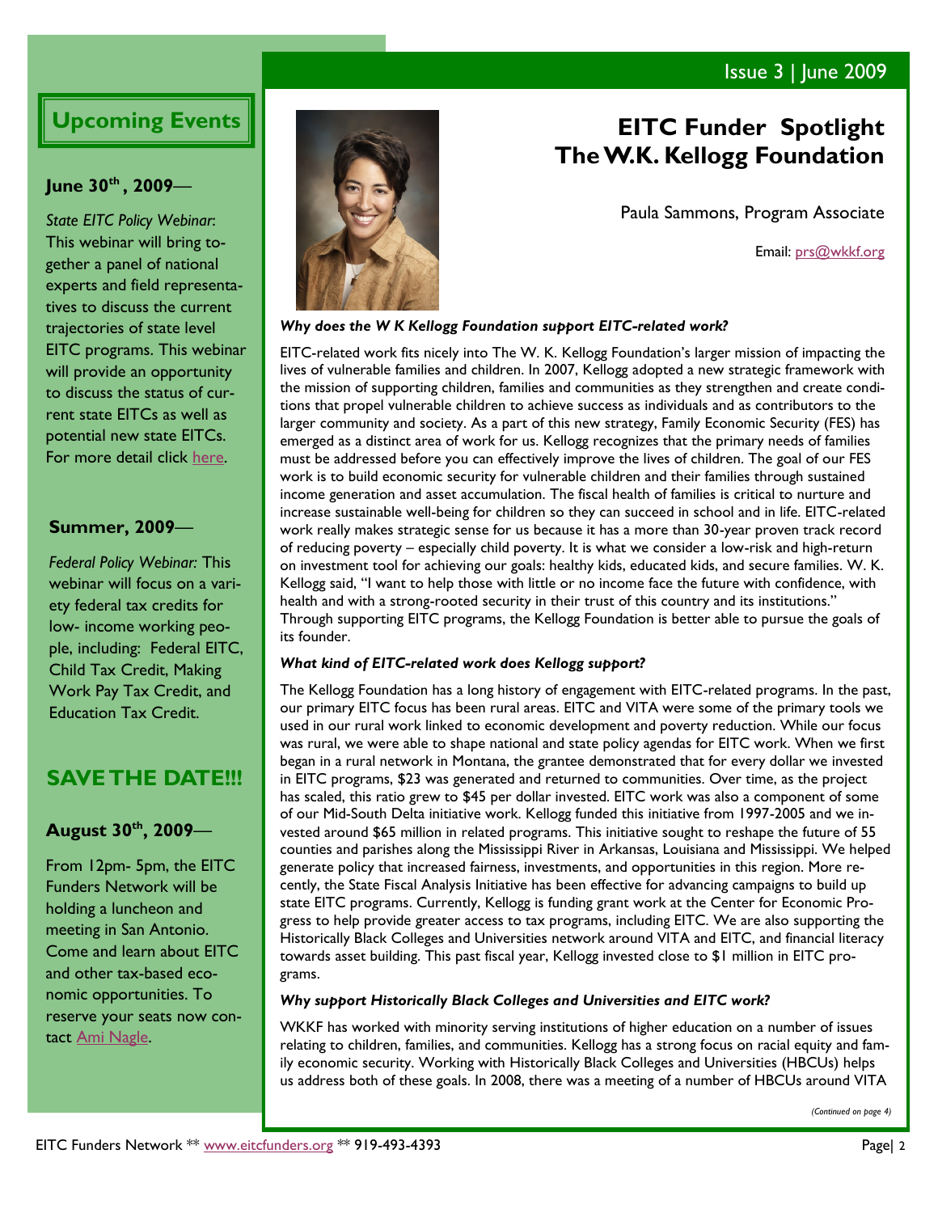## Upcoming Events

**June 30th, 2009—**

*State EITC Policy Webinar*: This webinar will bring together a panel of national experts and field representatives to discuss the current trajectories of state level EITC programs. This webinar will provide an opportunity to discuss the status of current state EITCs as well as potential new state EITCs. For more detail click here.

**Summer, 2009—**

*Federal Policy Webinar:* This webinar will focus on a variety federal tax credits for low- income working people, including: Federal EITC, Child Tax Credit, Making Work Pay Tax Credit, and Education Tax Credit.

## SAVE THE DATE!!!

**August 30th, 2009—**

From 12pm- 5pm, the EITC Funders Network will be holding a luncheon and meeting in San Antonio. Come and learn about EITC and other tax-based economic opportunities. To reserve your seats now contact Ami Nagle.

# EITC Funder Spotlight The W.K. Kellogg Foundation

Paula Sammons, Program Associate

Email: prs@wkkf.org

***Why does the W K Kellogg Foundation support EITC-related work?***

EITC-related work fits nicely into The W. K. Kellogg Foundation's larger mission of impacting the lives of vulnerable families and children. In 2007, Kellogg adopted a new strategic framework with the mission of supporting children, families and communities as they strengthen and create conditions that propel vulnerable children to achieve success as individuals and as contributors to the larger community and society. As a part of this new strategy, Family Economic Security (FES) has emerged as a distinct area of work for us. Kellogg recognizes that the primary needs of families must be addressed before you can effectively improve the lives of children. The goal of our FES work is to build economic security for vulnerable children and their families through sustained income generation and asset accumulation. The fiscal health of families is critical to nurture and increase sustainable well-being for children so they can succeed in school and in life. EITC-related work really makes strategic sense for us because it has a more than 30-year proven track record of reducing poverty – especially child poverty. It is what we consider a low-risk and high-return on investment tool for achieving our goals: healthy kids, educated kids, and secure families. W. K. Kellogg said, "I want to help those with little or no income face the future with confidence, with health and with a strong-rooted security in their trust of this country and its institutions." Through supporting EITC programs, the Kellogg Foundation is better able to pursue the goals of its founder.

***What kind of EITC-related work does Kellogg support?***

The Kellogg Foundation has a long history of engagement with EITC-related programs. In the past, our primary EITC focus has been rural areas. EITC and VITA were some of the primary tools we used in our rural work linked to economic development and poverty reduction. While our focus was rural, we were able to shape national and state policy agendas for EITC work. When we first began in a rural network in Montana, the grantee demonstrated that for every dollar we invested in EITC programs, $23 was generated and returned to communities. Over time, as the project has scaled, this ratio grew to $45 per dollar invested. EITC work was also a component of some of our Mid-South Delta initiative work. Kellogg funded this initiative from 1997-2005 and we invested around $65 million in related programs. This initiative sought to reshape the future of 55 counties and parishes along the Mississippi River in Arkansas, Louisiana and Mississippi. We helped generate policy that increased fairness, investments, and opportunities in this region. More recently, the State Fiscal Analysis Initiative has been effective for advancing campaigns to build up state EITC programs. Currently, Kellogg is funding grant work at the Center for Economic Progress to help provide greater access to tax programs, including EITC. We are also supporting the Historically Black Colleges and Universities network around VITA and EITC, and financial literacy towards asset building. This past fiscal year, Kellogg invested close to $1 million in EITC programs.

***Why support Historically Black Colleges and Universities and EITC work?***

WKKF has worked with minority serving institutions of higher education on a number of issues relating to children, families, and communities. Kellogg has a strong focus on racial equity and family economic security. Working with Historically Black Colleges and Universities (HBCUs) helps us address both of these goals. In 2008, there was a meeting of a number of HBCUs around VITA

*(Continued on page 4)*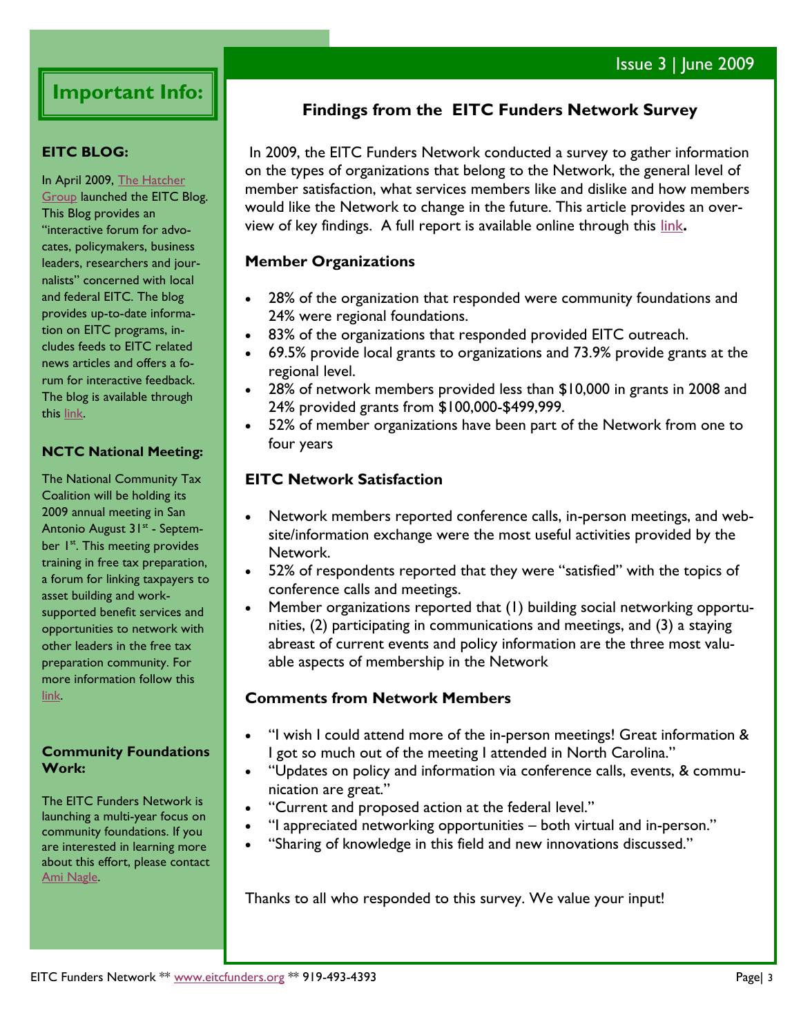## Important Info:

### EITC BLOG:

In April 2009, The Hatcher Group launched the EITC Blog. This Blog provides an "interactive forum for advocates, policymakers, business leaders, researchers and journalists" concerned with local and federal EITC. The blog provides up-to-date information on EITC programs, includes feeds to EITC related news articles and offers a forum for interactive feedback. The blog is available through this link.

### NCTC National Meeting:

The National Community Tax Coalition will be holding its 2009 annual meeting in San Antonio August 31st - September 1st. This meeting provides training in free tax preparation, a forum for linking taxpayers to asset building and work-supported benefit services and opportunities to network with other leaders in the free tax preparation community. For more information follow this link.

### Community Foundations Work:

The EITC Funders Network is launching a multi-year focus on community foundations. If you are interested in learning more about this effort, please contact Ami Nagle.

# Findings from the EITC Funders Network Survey

In 2009, the EITC Funders Network conducted a survey to gather information on the types of organizations that belong to the Network, the general level of member satisfaction, what services members like and dislike and how members would like the Network to change in the future. This article provides an overview of key findings. A full report is available online through this link.

### Member Organizations

- 28% of the organization that responded were community foundations and 24% were regional foundations.
- 83% of the organizations that responded provided EITC outreach.
- 69.5% provide local grants to organizations and 73.9% provide grants at the regional level.
- 28% of network members provided less than $10,000 in grants in 2008 and 24% provided grants from $100,000-$499,999.
- 52% of member organizations have been part of the Network from one to four years

### EITC Network Satisfaction

- Network members reported conference calls, in-person meetings, and website/information exchange were the most useful activities provided by the Network.
- 52% of respondents reported that they were "satisfied" with the topics of conference calls and meetings.
- Member organizations reported that (1) building social networking opportunities, (2) participating in communications and meetings, and (3) a staying abreast of current events and policy information are the three most valuable aspects of membership in the Network

### Comments from Network Members

- "I wish I could attend more of the in-person meetings! Great information & I got so much out of the meeting I attended in North Carolina."
- "Updates on policy and information via conference calls, events, & communication are great."
- "Current and proposed action at the federal level."
- "I appreciated networking opportunities – both virtual and in-person."
- "Sharing of knowledge in this field and new innovations discussed."

Thanks to all who responded to this survey. We value your input!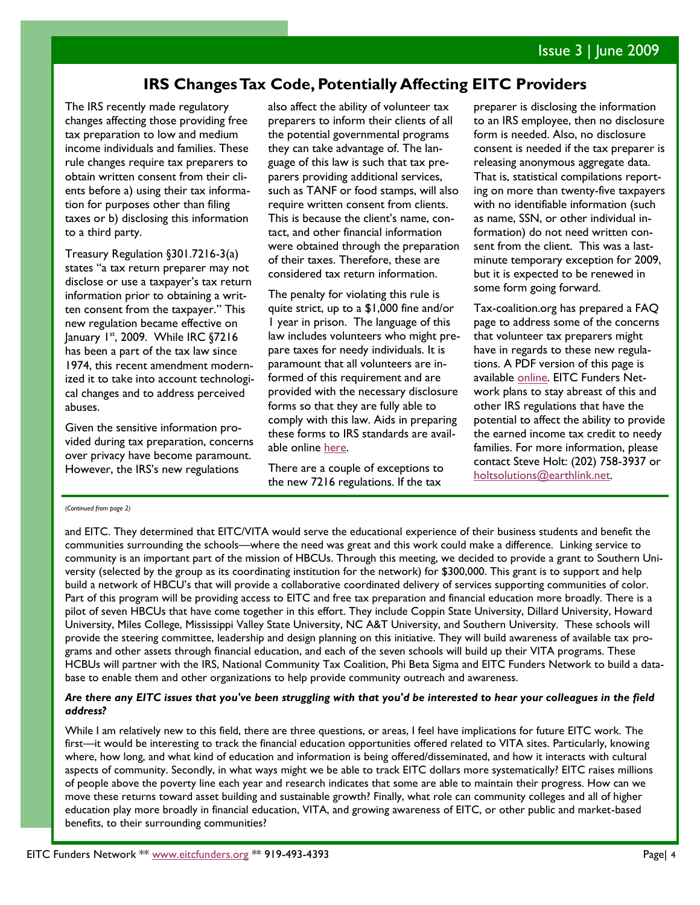## IRS Changes Tax Code, Potentially Affecting EITC Providers

The IRS recently made regulatory changes affecting those providing free tax preparation to low and medium income individuals and families. These rule changes require tax preparers to obtain written consent from their clients before a) using their tax information for purposes other than filing taxes or b) disclosing this information to a third party.

Treasury Regulation §301.7216-3(a) states "a tax return preparer may not disclose or use a taxpayer's tax return information prior to obtaining a written consent from the taxpayer." This new regulation became effective on January 1st, 2009. While IRC §7216 has been a part of the tax law since 1974, this recent amendment modernized it to take into account technological changes and to address perceived abuses.

Given the sensitive information provided during tax preparation, concerns over privacy have become paramount. However, the IRS's new regulations also affect the ability of volunteer tax preparers to inform their clients of all the potential governmental programs they can take advantage of. The language of this law is such that tax preparers providing additional services, such as TANF or food stamps, will also require written consent from clients. This is because the client's name, contact, and other financial information were obtained through the preparation of their taxes. Therefore, these are considered tax return information.

The penalty for violating this rule is quite strict, up to a $1,000 fine and/or 1 year in prison. The language of this law includes volunteers who might prepare taxes for needy individuals. It is paramount that all volunteers are informed of this requirement and are provided with the necessary disclosure forms so that they are fully able to comply with this law. Aids in preparing these forms to IRS standards are available online here.

There are a couple of exceptions to the new 7216 regulations. If the tax preparer is disclosing the information to an IRS employee, then no disclosure form is needed. Also, no disclosure consent is needed if the tax preparer is releasing anonymous aggregate data. That is, statistical compilations reporting on more than twenty-five taxpayers with no identifiable information (such as name, SSN, or other individual information) do not need written consent from the client. This was a last-minute temporary exception for 2009, but it is expected to be renewed in some form going forward.

Tax-coalition.org has prepared a FAQ page to address some of the concerns that volunteer tax preparers might have in regards to these new regulations. A PDF version of this page is available online. EITC Funders Network plans to stay abreast of this and other IRS regulations that have the potential to affect the ability to provide the earned income tax credit to needy families. For more information, please contact Steve Holt: (202) 758-3937 or holtsolutions@earthlink.net.

*(Continued from page 2)*

and EITC. They determined that EITC/VITA would serve the educational experience of their business students and benefit the communities surrounding the schools—where the need was great and this work could make a difference. Linking service to community is an important part of the mission of HBCUs. Through this meeting, we decided to provide a grant to Southern University (selected by the group as its coordinating institution for the network) for $300,000. This grant is to support and help build a network of HBCU's that will provide a collaborative coordinated delivery of services supporting communities of color. Part of this program will be providing access to EITC and free tax preparation and financial education more broadly. There is a pilot of seven HBCUs that have come together in this effort. They include Coppin State University, Dillard University, Howard University, Miles College, Mississippi Valley State University, NC A&T University, and Southern University. These schools will provide the steering committee, leadership and design planning on this initiative. They will build awareness of available tax programs and other assets through financial education, and each of the seven schools will build up their VITA programs. These HCBUs will partner with the IRS, National Community Tax Coalition, Phi Beta Sigma and EITC Funders Network to build a database to enable them and other organizations to help provide community outreach and awareness.

***Are there any EITC issues that you've been struggling with that you'd be interested to hear your colleagues in the field address?***

While I am relatively new to this field, there are three questions, or areas, I feel have implications for future EITC work. The first—it would be interesting to track the financial education opportunities offered related to VITA sites. Particularly, knowing where, how long, and what kind of education and information is being offered/disseminated, and how it interacts with cultural aspects of community. Secondly, in what ways might we be able to track EITC dollars more systematically? EITC raises millions of people above the poverty line each year and research indicates that some are able to maintain their progress. How can we move these returns toward asset building and sustainable growth? Finally, what role can community colleges and all of higher education play more broadly in financial education, VITA, and growing awareness of EITC, or other public and market-based benefits, to their surrounding communities?